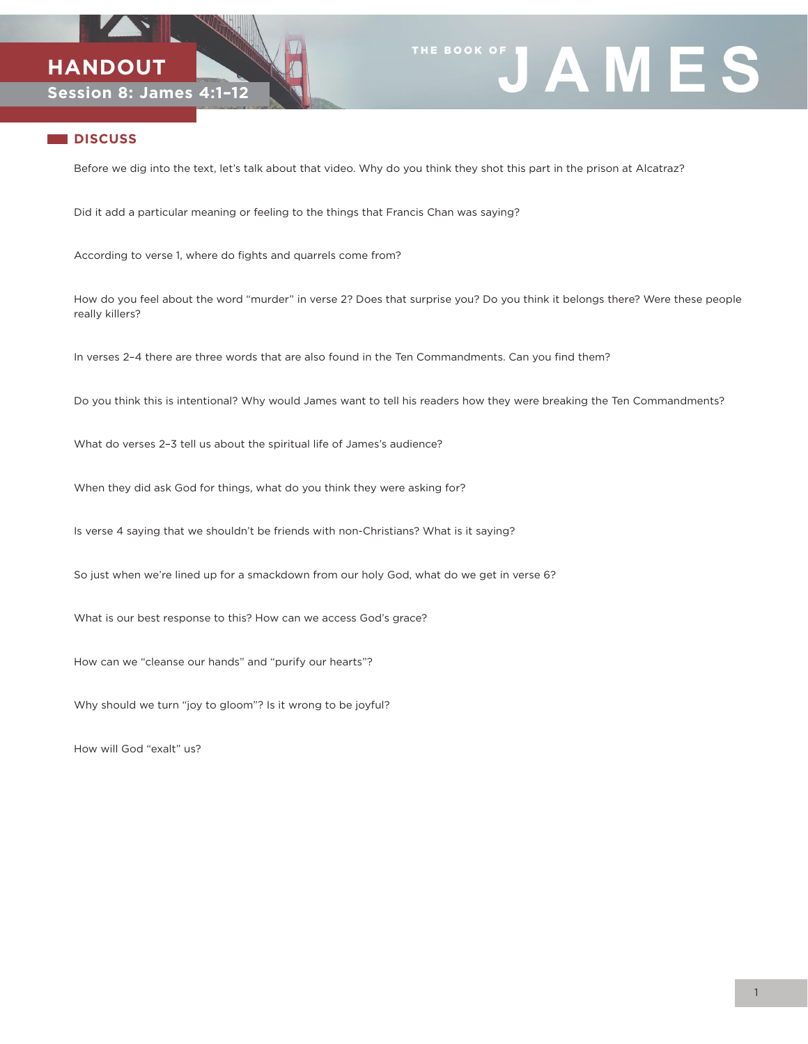# HANDOUT

**Session 8: James 4:1–12**

THE BOOK OF **JAMES**

## DISCUSS

Before we dig into the text, let's talk about that video. Why do you think they shot this part in the prison at Alcatraz?

Did it add a particular meaning or feeling to the things that Francis Chan was saying?

According to verse 1, where do fights and quarrels come from?

How do you feel about the word "murder" in verse 2? Does that surprise you? Do you think it belongs there? Were these people really killers?

In verses 2–4 there are three words that are also found in the Ten Commandments. Can you find them?

Do you think this is intentional? Why would James want to tell his readers how they were breaking the Ten Commandments?

What do verses 2–3 tell us about the spiritual life of James's audience?

When they did ask God for things, what do you think they were asking for?

Is verse 4 saying that we shouldn't be friends with non-Christians? What is it saying?

So just when we're lined up for a smackdown from our holy God, what do we get in verse 6?

What is our best response to this? How can we access God's grace?

How can we "cleanse our hands" and "purify our hearts"?

Why should we turn "joy to gloom"? Is it wrong to be joyful?

How will God "exalt" us?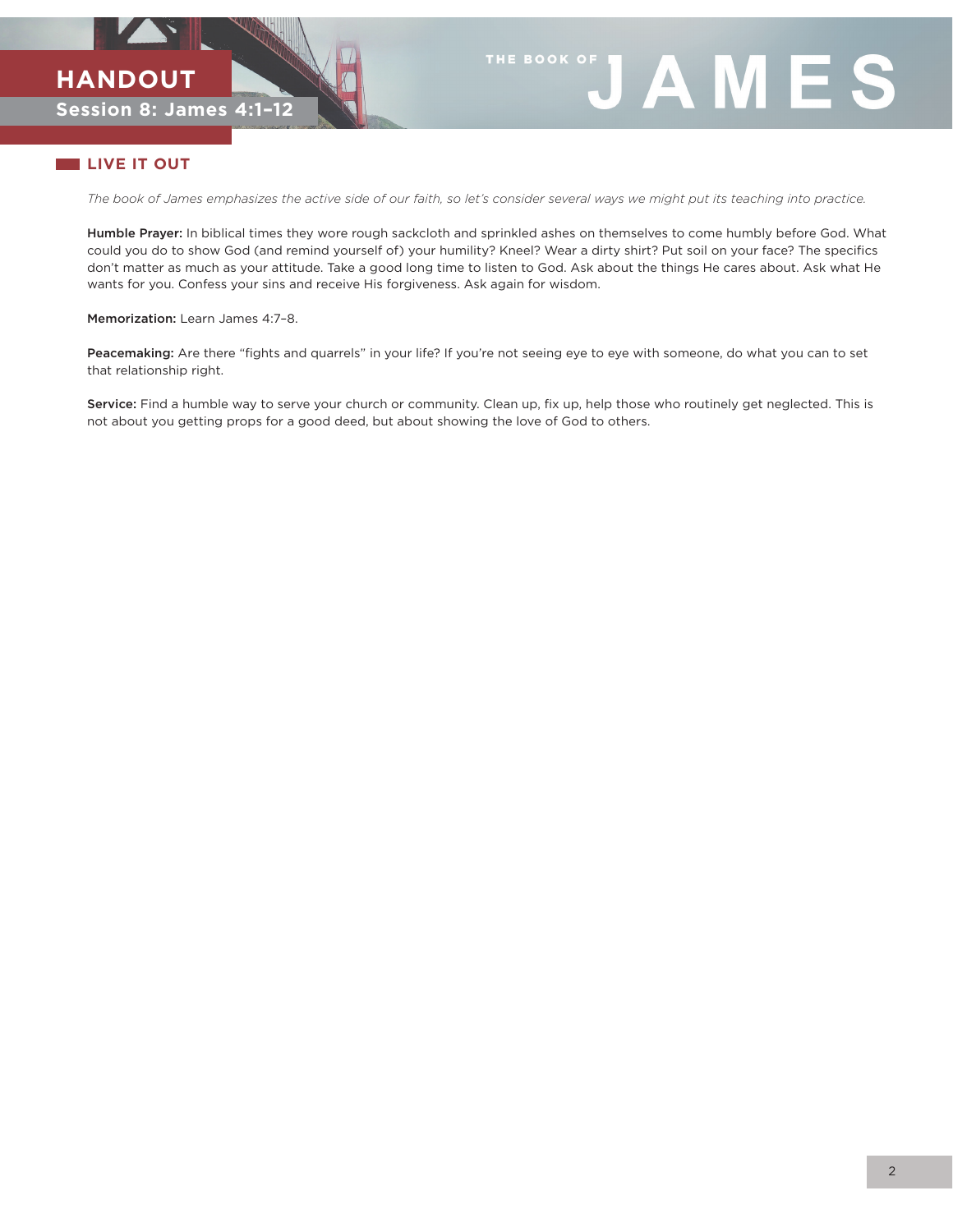# HANDOUT

## Session 8: James 4:1–12

THE BOOK OF JAMES

### LIVE IT OUT

*The book of James emphasizes the active side of our faith, so let's consider several ways we might put its teaching into practice.*

**Humble Prayer:** In biblical times they wore rough sackcloth and sprinkled ashes on themselves to come humbly before God. What could you do to show God (and remind yourself of) your humility? Kneel? Wear a dirty shirt? Put soil on your face? The specifics don't matter as much as your attitude. Take a good long time to listen to God. Ask about the things He cares about. Ask what He wants for you. Confess your sins and receive His forgiveness. Ask again for wisdom.

**Memorization:** Learn James 4:7–8.

**Peacemaking:** Are there "fights and quarrels" in your life? If you're not seeing eye to eye with someone, do what you can to set that relationship right.

**Service:** Find a humble way to serve your church or community. Clean up, fix up, help those who routinely get neglected. This is not about you getting props for a good deed, but about showing the love of God to others.